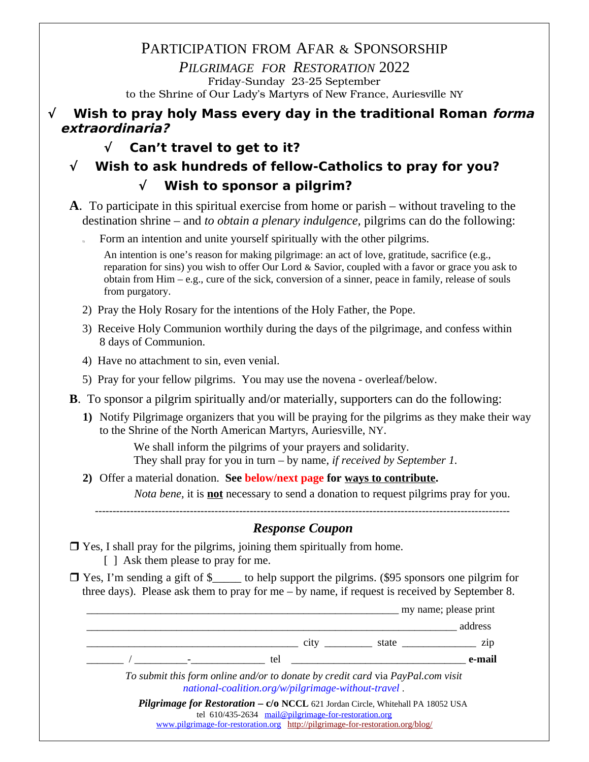# PARTICIPATION FROM AFAR & SPONSORSHIP

## *PILGRIMAGE FOR RESTORATION* 2022

Friday-Sunday 23-25 September

to the Shrine of Our Lady's Martyrs of New France, Auriesville NY

**√ Wish to pray holy Mass every day in the traditional Roman *forma extraordinaria?***

**√ Can't travel to get to it?**

**√ Wish to ask hundreds of fellow-Catholics to pray for you?**

**√ Wish to sponsor a pilgrim?**

**A**. To participate in this spiritual exercise from home or parish – without traveling to the destination shrine – and *to obtain a plenary indulgence,* pilgrims can do the following:

1) Form an intention and unite yourself spiritually with the other pilgrims.

   An intention is one's reason for making pilgrimage: an act of love, gratitude, sacrifice (e.g., reparation for sins) you wish to offer Our Lord & Savior, coupled with a favor or grace you ask to obtain from Him – e.g., cure of the sick, conversion of a sinner, peace in family, release of souls from purgatory.

2) Pray the Holy Rosary for the intentions of the Holy Father, the Pope.

3) Receive Holy Communion worthily during the days of the pilgrimage, and confess within 8 days of Communion.

4) Have no attachment to sin, even venial.

5) Pray for your fellow pilgrims. You may use the novena - overleaf/below.

**B**. To sponsor a pilgrim spiritually and/or materially, supporters can do the following:

**1)** Notify Pilgrimage organizers that you will be praying for the pilgrims as they make their way to the Shrine of the North American Martyrs, Auriesville, NY.

   We shall inform the pilgrims of your prayers and solidarity.
   They shall pray for you in turn – by name, *if received by September 1.*

**2)** Offer a material donation. **See below/next page for <u>ways to contribute</u>.**

   *Nota bene,* it is **<u>not</u>** necessary to send a donation to request pilgrims pray for you.

---

## *Response Coupon*

❒ Yes, I shall pray for the pilgrims, joining them spiritually from home.
   [ ] Ask them please to pray for me.

❒ Yes, I'm sending a gift of $_____ to help support the pilgrims. ($95 sponsors one pilgrim for three days). Please ask them to pray for me – by name, if request is received by September 8.

_______________________________________________ my name; please print

_______________________________________________________ address

________________________________ city _________ state _____________ zip

_______ / __________-_____________ tel _______________________________ **e-mail**

*To submit this form online and/or to donate by credit card* via *PayPal.com visit national-coalition.org/w/pilgrimage-without-travel* .

***Pilgrimage for Restoration* – c/o NCCL** 621 Jordan Circle, Whitehall PA 18052 USA
tel 610/435-2634 mail@pilgrimage-for-restoration.org
www.pilgrimage-for-restoration.org http://pilgrimage-for-restoration.org/blog/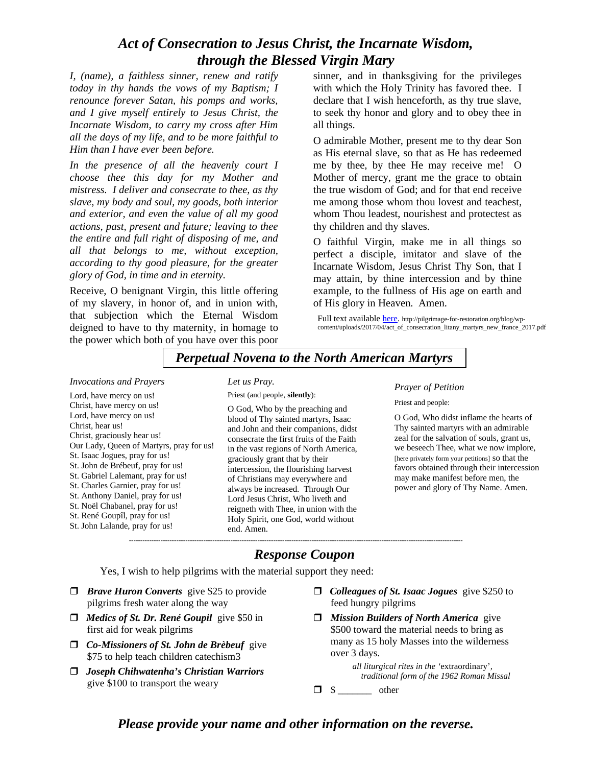# *Act of Consecration to Jesus Christ, the Incarnate Wisdom, through the Blessed Virgin Mary*

*I, (name), a faithless sinner, renew and ratify today in thy hands the vows of my Baptism; I renounce forever Satan, his pomps and works, and I give myself entirely to Jesus Christ, the Incarnate Wisdom, to carry my cross after Him all the days of my life, and to be more faithful to Him than I have ever been before.*

*In the presence of all the heavenly court I choose thee this day for my Mother and mistress. I deliver and consecrate to thee, as thy slave, my body and soul, my goods, both interior and exterior, and even the value of all my good actions, past, present and future; leaving to thee the entire and full right of disposing of me, and all that belongs to me, without exception, according to thy good pleasure, for the greater glory of God, in time and in eternity.*

Receive, O benignant Virgin, this little offering of my slavery, in honor of, and in union with, that subjection which the Eternal Wisdom deigned to have to thy maternity, in homage to the power which both of you have over this poor sinner, and in thanksgiving for the privileges with which the Holy Trinity has favored thee. I declare that I wish henceforth, as thy true slave, to seek thy honor and glory and to obey thee in all things.

O admirable Mother, present me to thy dear Son as His eternal slave, so that as He has redeemed me by thee, by thee He may receive me! O Mother of mercy, grant me the grace to obtain the true wisdom of God; and for that end receive me among those whom thou lovest and teachest, whom Thou leadest, nourishest and protectest as thy children and thy slaves.

O faithful Virgin, make me in all things so perfect a disciple, imitator and slave of the Incarnate Wisdom, Jesus Christ Thy Son, that I may attain, by thine intercession and by thine example, to the fullness of His age on earth and of His glory in Heaven. Amen.

Full text available here. http://pilgrimage-for-restoration.org/blog/wp-content/uploads/2017/04/act_of_consecration_litany_martyrs_new_france_2017.pdf

## *Perpetual Novena to the North American Martyrs*

*Invocations and Prayers*

Lord, have mercy on us!
Christ, have mercy on us!
Lord, have mercy on us!
Christ, hear us!
Christ, graciously hear us!
Our Lady, Queen of Martyrs, pray for us!
St. Isaac Jogues, pray for us!
St. John de Brébeuf, pray for us!
St. Gabriel Lalemant, pray for us!
St. Charles Garnier, pray for us!
St. Anthony Daniel, pray for us!
St. Noël Chabanel, pray for us!
St. René Goupîl, pray for us!
St. John Lalande, pray for us!

*Let us Pray.*

Priest (and people, **silently**):

O God, Who by the preaching and blood of Thy sainted martyrs, Isaac and John and their companions, didst consecrate the first fruits of the Faith in the vast regions of North America, graciously grant that by their intercession, the flourishing harvest of Christians may everywhere and always be increased. Through Our Lord Jesus Christ, Who liveth and reigneth with Thee, in union with the Holy Spirit, one God, world without end. Amen.

*Prayer of Petition*

Priest and people:

O God, Who didst inflame the hearts of Thy sainted martyrs with an admirable zeal for the salvation of souls, grant us, we beseech Thee, what we now implore, [here privately form your petitions] so that the favors obtained through their intercession may make manifest before men, the power and glory of Thy Name. Amen.

---

## *Response Coupon*

Yes, I wish to help pilgrims with the material support they need:

- ❒ ***Brave Huron Converts*** give $25 to provide pilgrims fresh water along the way
- ❒ ***Medics of St. Dr. René Goupil*** give $50 in first aid for weak pilgrims
- ❒ ***Co-Missioners of St. John de Brèbeuf*** give $75 to help teach children catechism3
- ❒ ***Joseph Chihwatenha's Christian Warriors*** give $100 to transport the weary
- ❒ ***Colleagues of St. Isaac Jogues*** give $250 to feed hungry pilgrims
- ❒ ***Mission Builders of North America*** give $500 toward the material needs to bring as many as 15 holy Masses into the wilderness over 3 days.

  *all liturgical rites in the* 'extraordinary', *traditional form of the 1962 Roman Missal*
- ❒ $ _______ other

### *Please provide your name and other information on the reverse.*